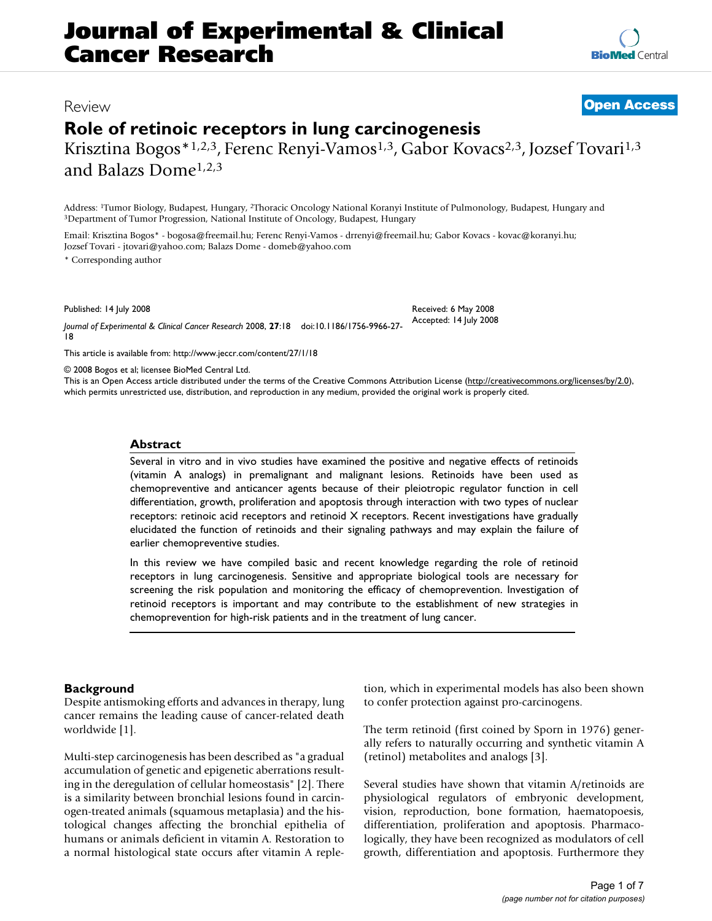# Journal of Experimental & Clinical Cancer Research

Review

**Open Access**

# Role of retinoic receptors in lung carcinogenesis

Krisztina Bogos*[1,2,3], Ferenc Renyi-Vamos[1,3], Gabor Kovacs[2,3], Jozsef Tovari[1,3] and Balazs Dome[1,2,3]

Address: [1]Tumor Biology, Budapest, Hungary, [2]Thoracic Oncology National Koranyi Institute of Pulmonology, Budapest, Hungary and [3]Department of Tumor Progression, National Institute of Oncology, Budapest, Hungary

Email: Krisztina Bogos* - bogosa@freemail.hu; Ferenc Renyi-Vamos - drrenyi@freemail.hu; Gabor Kovacs - kovac@koranyi.hu; Jozsef Tovari - jtovari@yahoo.com; Balazs Dome - domeb@yahoo.com

\* Corresponding author

Published: 14 July 2008

*Journal of Experimental & Clinical Cancer Research* 2008, **27**:18 doi:10.1186/1756-9966-27-18

Received: 6 May 2008
Accepted: 14 July 2008

This article is available from: http://www.jeccr.com/content/27/1/18

© 2008 Bogos et al; licensee BioMed Central Ltd.
This is an Open Access article distributed under the terms of the Creative Commons Attribution License (http://creativecommons.org/licenses/by/2.0), which permits unrestricted use, distribution, and reproduction in any medium, provided the original work is properly cited.

## Abstract

Several in vitro and in vivo studies have examined the positive and negative effects of retinoids (vitamin A analogs) in premalignant and malignant lesions. Retinoids have been used as chemopreventive and anticancer agents because of their pleiotropic regulator function in cell differentiation, growth, proliferation and apoptosis through interaction with two types of nuclear receptors: retinoic acid receptors and retinoid X receptors. Recent investigations have gradually elucidated the function of retinoids and their signaling pathways and may explain the failure of earlier chemopreventive studies.

In this review we have compiled basic and recent knowledge regarding the role of retinoid receptors in lung carcinogenesis. Sensitive and appropriate biological tools are necessary for screening the risk population and monitoring the efficacy of chemoprevention. Investigation of retinoid receptors is important and may contribute to the establishment of new strategies in chemoprevention for high-risk patients and in the treatment of lung cancer.

## Background

Despite antismoking efforts and advances in therapy, lung cancer remains the leading cause of cancer-related death worldwide [1].

Multi-step carcinogenesis has been described as "a gradual accumulation of genetic and epigenetic aberrations resulting in the deregulation of cellular homeostasis" [2]. There is a similarity between bronchial lesions found in carcinogen-treated animals (squamous metaplasia) and the histological changes affecting the bronchial epithelia of humans or animals deficient in vitamin A. Restoration to a normal histological state occurs after vitamin A repletion, which in experimental models has also been shown to confer protection against pro-carcinogens.

The term retinoid (first coined by Sporn in 1976) generally refers to naturally occurring and synthetic vitamin A (retinol) metabolites and analogs [3].

Several studies have shown that vitamin A/retinoids are physiological regulators of embryonic development, vision, reproduction, bone formation, haematopoesis, differentiation, proliferation and apoptosis. Pharmacologically, they have been recognized as modulators of cell growth, differentiation and apoptosis. Furthermore they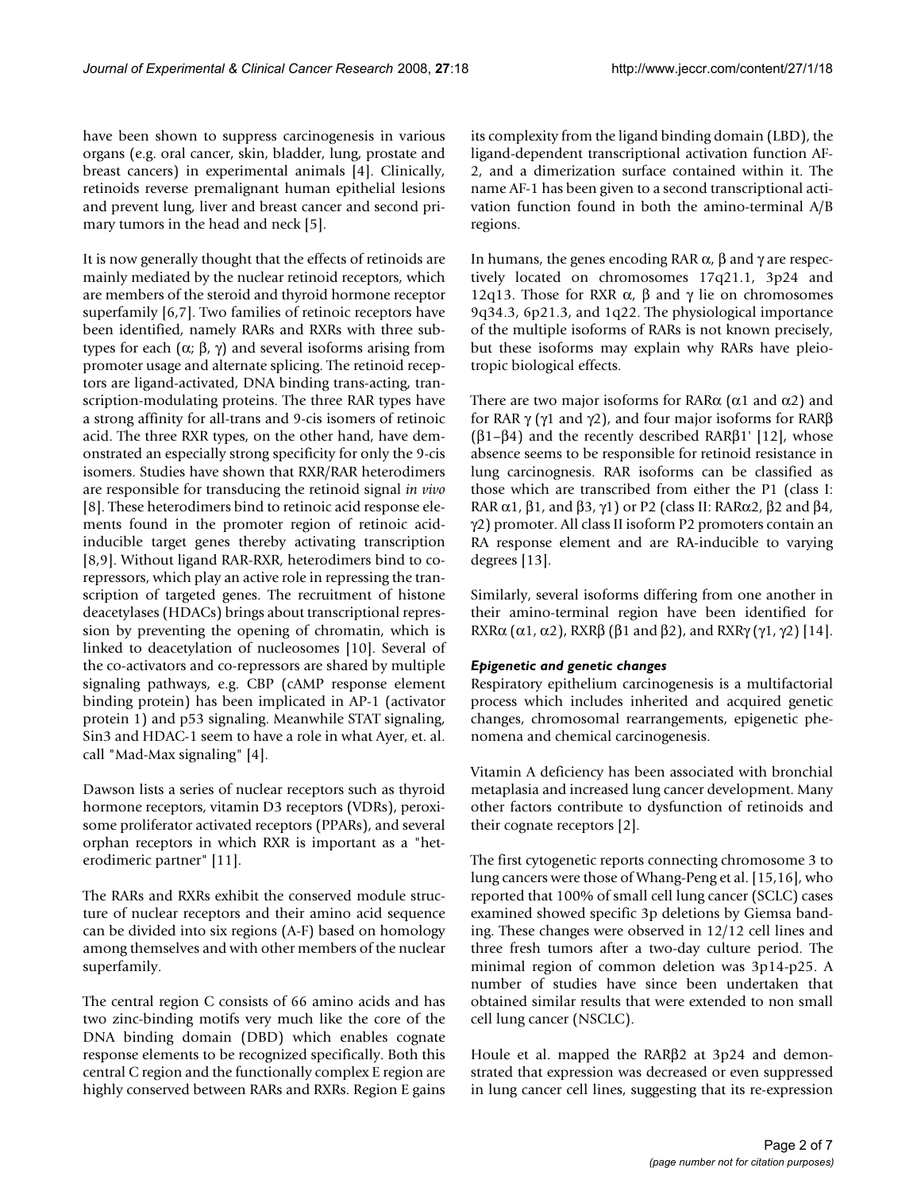have been shown to suppress carcinogenesis in various organs (e.g. oral cancer, skin, bladder, lung, prostate and breast cancers) in experimental animals [4]. Clinically, retinoids reverse premalignant human epithelial lesions and prevent lung, liver and breast cancer and second primary tumors in the head and neck [5].

It is now generally thought that the effects of retinoids are mainly mediated by the nuclear retinoid receptors, which are members of the steroid and thyroid hormone receptor superfamily [6,7]. Two families of retinoic receptors have been identified, namely RARs and RXRs with three subtypes for each (α; β, γ) and several isoforms arising from promoter usage and alternate splicing. The retinoid receptors are ligand-activated, DNA binding trans-acting, transcription-modulating proteins. The three RAR types have a strong affinity for all-trans and 9-cis isomers of retinoic acid. The three RXR types, on the other hand, have demonstrated an especially strong specificity for only the 9-cis isomers. Studies have shown that RXR/RAR heterodimers are responsible for transducing the retinoid signal *in vivo* [8]. These heterodimers bind to retinoic acid response elements found in the promoter region of retinoic acid-inducible target genes thereby activating transcription [8,9]. Without ligand RAR-RXR, heterodimers bind to co-repressors, which play an active role in repressing the transcription of targeted genes. The recruitment of histone deacetylases (HDACs) brings about transcriptional repression by preventing the opening of chromatin, which is linked to deacetylation of nucleosomes [10]. Several of the co-activators and co-repressors are shared by multiple signaling pathways, e.g. CBP (cAMP response element binding protein) has been implicated in AP-1 (activator protein 1) and p53 signaling. Meanwhile STAT signaling, Sin3 and HDAC-1 seem to have a role in what Ayer, et. al. call "Mad-Max signaling" [4].

Dawson lists a series of nuclear receptors such as thyroid hormone receptors, vitamin D3 receptors (VDRs), peroxisome proliferator activated receptors (PPARs), and several orphan receptors in which RXR is important as a "heterodimeric partner" [11].

The RARs and RXRs exhibit the conserved module structure of nuclear receptors and their amino acid sequence can be divided into six regions (A-F) based on homology among themselves and with other members of the nuclear superfamily.

The central region C consists of 66 amino acids and has two zinc-binding motifs very much like the core of the DNA binding domain (DBD) which enables cognate response elements to be recognized specifically. Both this central C region and the functionally complex E region are highly conserved between RARs and RXRs. Region E gains its complexity from the ligand binding domain (LBD), the ligand-dependent transcriptional activation function AF-2, and a dimerization surface contained within it. The name AF-1 has been given to a second transcriptional activation function found in both the amino-terminal A/B regions.

In humans, the genes encoding RAR α, β and γ are respectively located on chromosomes 17q21.1, 3p24 and 12q13. Those for RXR α, β and γ lie on chromosomes 9q34.3, 6p21.3, and 1q22. The physiological importance of the multiple isoforms of RARs is not known precisely, but these isoforms may explain why RARs have pleiotropic biological effects.

There are two major isoforms for RARα (α1 and α2) and for RAR γ (γ1 and γ2), and four major isoforms for RARβ (β1–β4) and the recently described RARβ1' [12], whose absence seems to be responsible for retinoid resistance in lung carcinognesis. RAR isoforms can be classified as those which are transcribed from either the P1 (class I: RAR α1, β1, and β3, γ1) or P2 (class II: RARα2, β2 and β4, γ2) promoter. All class II isoform P2 promoters contain an RA response element and are RA-inducible to varying degrees [13].

Similarly, several isoforms differing from one another in their amino-terminal region have been identified for RXRα (α1, α2), RXRβ (β1 and β2), and RXRγ (γ1, γ2) [14].

### *Epigenetic and genetic changes*

Respiratory epithelium carcinogenesis is a multifactorial process which includes inherited and acquired genetic changes, chromosomal rearrangements, epigenetic phenomena and chemical carcinogenesis.

Vitamin A deficiency has been associated with bronchial metaplasia and increased lung cancer development. Many other factors contribute to dysfunction of retinoids and their cognate receptors [2].

The first cytogenetic reports connecting chromosome 3 to lung cancers were those of Whang-Peng et al. [15,16], who reported that 100% of small cell lung cancer (SCLC) cases examined showed specific 3p deletions by Giemsa banding. These changes were observed in 12/12 cell lines and three fresh tumors after a two-day culture period. The minimal region of common deletion was 3p14-p25. A number of studies have since been undertaken that obtained similar results that were extended to non small cell lung cancer (NSCLC).

Houle et al. mapped the RARβ2 at 3p24 and demonstrated that expression was decreased or even suppressed in lung cancer cell lines, suggesting that its re-expression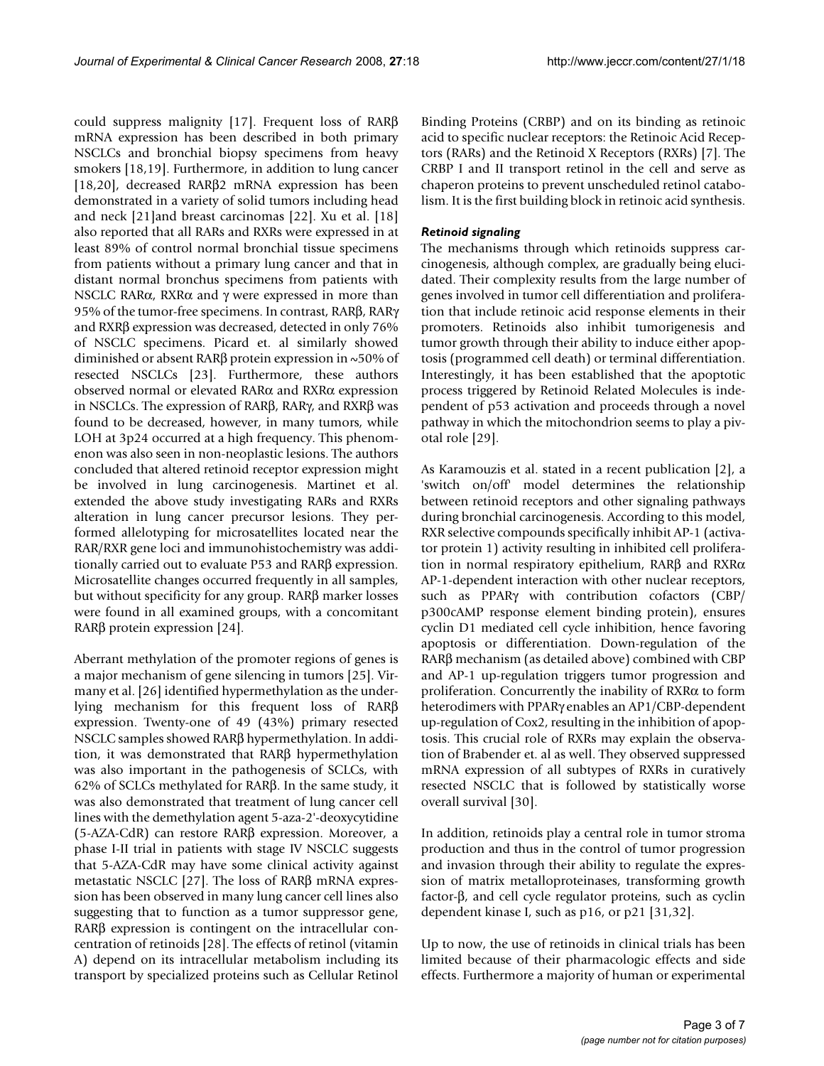could suppress malignity [17]. Frequent loss of RARβ mRNA expression has been described in both primary NSCLCs and bronchial biopsy specimens from heavy smokers [18,19]. Furthermore, in addition to lung cancer [18,20], decreased RARβ2 mRNA expression has been demonstrated in a variety of solid tumors including head and neck [21]and breast carcinomas [22]. Xu et al. [18] also reported that all RARs and RXRs were expressed in at least 89% of control normal bronchial tissue specimens from patients without a primary lung cancer and that in distant normal bronchus specimens from patients with NSCLC RARα, RXRα and γ were expressed in more than 95% of the tumor-free specimens. In contrast, RARβ, RARγ and RXRβ expression was decreased, detected in only 76% of NSCLC specimens. Picard et. al similarly showed diminished or absent RARβ protein expression in ~50% of resected NSCLCs [23]. Furthermore, these authors observed normal or elevated RARα and RXRα expression in NSCLCs. The expression of RARβ, RARγ, and RXRβ was found to be decreased, however, in many tumors, while LOH at 3p24 occurred at a high frequency. This phenomenon was also seen in non-neoplastic lesions. The authors concluded that altered retinoid receptor expression might be involved in lung carcinogenesis. Martinet et al. extended the above study investigating RARs and RXRs alteration in lung cancer precursor lesions. They performed allelotyping for microsatellites located near the RAR/RXR gene loci and immunohistochemistry was additionally carried out to evaluate P53 and RARβ expression. Microsatellite changes occurred frequently in all samples, but without specificity for any group. RARβ marker losses were found in all examined groups, with a concomitant RARβ protein expression [24].

Aberrant methylation of the promoter regions of genes is a major mechanism of gene silencing in tumors [25]. Virmany et al. [26] identified hypermethylation as the underlying mechanism for this frequent loss of RARβ expression. Twenty-one of 49 (43%) primary resected NSCLC samples showed RARβ hypermethylation. In addition, it was demonstrated that RARβ hypermethylation was also important in the pathogenesis of SCLCs, with 62% of SCLCs methylated for RARβ. In the same study, it was also demonstrated that treatment of lung cancer cell lines with the demethylation agent 5-aza-2'-deoxycytidine (5-AZA-CdR) can restore RARβ expression. Moreover, a phase I-II trial in patients with stage IV NSCLC suggests that 5-AZA-CdR may have some clinical activity against metastatic NSCLC [27]. The loss of RARβ mRNA expression has been observed in many lung cancer cell lines also suggesting that to function as a tumor suppressor gene, RARβ expression is contingent on the intracellular concentration of retinoids [28]. The effects of retinol (vitamin A) depend on its intracellular metabolism including its transport by specialized proteins such as Cellular Retinol Binding Proteins (CRBP) and on its binding as retinoic acid to specific nuclear receptors: the Retinoic Acid Receptors (RARs) and the Retinoid X Receptors (RXRs) [7]. The CRBP I and II transport retinol in the cell and serve as chaperon proteins to prevent unscheduled retinol catabolism. It is the first building block in retinoic acid synthesis.

### *Retinoid signaling*

The mechanisms through which retinoids suppress carcinogenesis, although complex, are gradually being elucidated. Their complexity results from the large number of genes involved in tumor cell differentiation and proliferation that include retinoic acid response elements in their promoters. Retinoids also inhibit tumorigenesis and tumor growth through their ability to induce either apoptosis (programmed cell death) or terminal differentiation. Interestingly, it has been established that the apoptotic process triggered by Retinoid Related Molecules is independent of p53 activation and proceeds through a novel pathway in which the mitochondrion seems to play a pivotal role [29].

As Karamouzis et al. stated in a recent publication [2], a 'switch on/off' model determines the relationship between retinoid receptors and other signaling pathways during bronchial carcinogenesis. According to this model, RXR selective compounds specifically inhibit AP-1 (activator protein 1) activity resulting in inhibited cell proliferation in normal respiratory epithelium, RARβ and RXRα AP-1-dependent interaction with other nuclear receptors, such as PPARγ with contribution cofactors (CBP/p300cAMP response element binding protein), ensures cyclin D1 mediated cell cycle inhibition, hence favoring apoptosis or differentiation. Down-regulation of the RARβ mechanism (as detailed above) combined with CBP and AP-1 up-regulation triggers tumor progression and proliferation. Concurrently the inability of RXRα to form heterodimers with PPARγ enables an AP1/CBP-dependent up-regulation of Cox2, resulting in the inhibition of apoptosis. This crucial role of RXRs may explain the observation of Brabender et. al as well. They observed suppressed mRNA expression of all subtypes of RXRs in curatively resected NSCLC that is followed by statistically worse overall survival [30].

In addition, retinoids play a central role in tumor stroma production and thus in the control of tumor progression and invasion through their ability to regulate the expression of matrix metalloproteinases, transforming growth factor-β, and cell cycle regulator proteins, such as cyclin dependent kinase I, such as p16, or p21 [31,32].

Up to now, the use of retinoids in clinical trials has been limited because of their pharmacologic effects and side effects. Furthermore a majority of human or experimental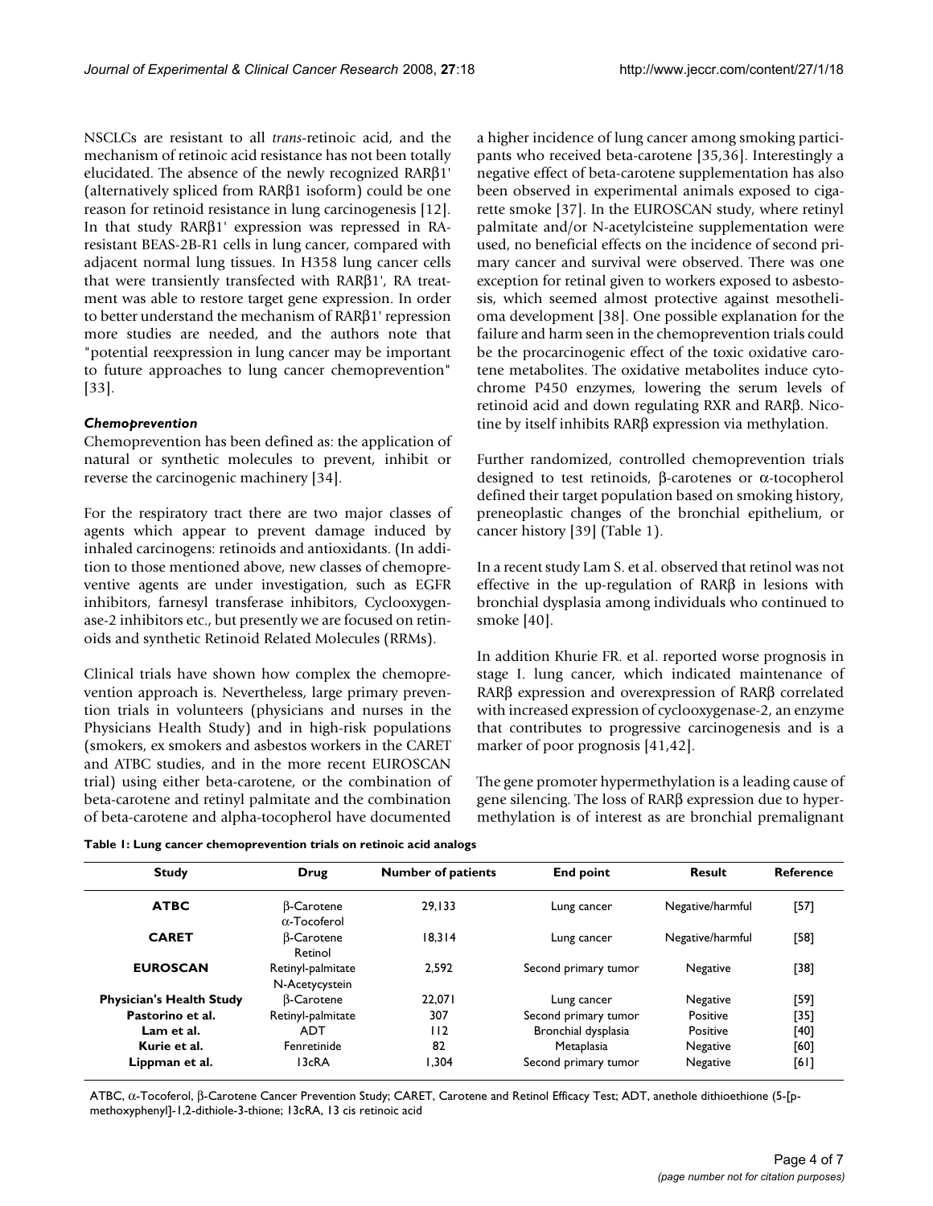NSCLCs are resistant to all *trans*-retinoic acid, and the mechanism of retinoic acid resistance has not been totally elucidated. The absence of the newly recognized RARβ1' (alternatively spliced from RARβ1 isoform) could be one reason for retinoid resistance in lung carcinogenesis [12]. In that study RARβ1' expression was repressed in RA-resistant BEAS-2B-R1 cells in lung cancer, compared with adjacent normal lung tissues. In H358 lung cancer cells that were transiently transfected with RARβ1', RA treatment was able to restore target gene expression. In order to better understand the mechanism of RARβ1' repression more studies are needed, and the authors note that "potential reexpression in lung cancer may be important to future approaches to lung cancer chemoprevention" [33].

### *Chemoprevention*

Chemoprevention has been defined as: the application of natural or synthetic molecules to prevent, inhibit or reverse the carcinogenic machinery [34].

For the respiratory tract there are two major classes of agents which appear to prevent damage induced by inhaled carcinogens: retinoids and antioxidants. (In addition to those mentioned above, new classes of chemopreventive agents are under investigation, such as EGFR inhibitors, farnesyl transferase inhibitors, Cyclooxygenase-2 inhibitors etc., but presently we are focused on retinoids and synthetic Retinoid Related Molecules (RRMs).

Clinical trials have shown how complex the chemoprevention approach is. Nevertheless, large primary prevention trials in volunteers (physicians and nurses in the Physicians Health Study) and in high-risk populations (smokers, ex smokers and asbestos workers in the CARET and ATBC studies, and in the more recent EUROSCAN trial) using either beta-carotene, or the combination of beta-carotene and retinyl palmitate and the combination of beta-carotene and alpha-tocopherol have documented a higher incidence of lung cancer among smoking participants who received beta-carotene [35,36]. Interestingly a negative effect of beta-carotene supplementation has also been observed in experimental animals exposed to cigarette smoke [37]. In the EUROSCAN study, where retinyl palmitate and/or N-acetylcisteine supplementation were used, no beneficial effects on the incidence of second primary cancer and survival were observed. There was one exception for retinal given to workers exposed to asbestosis, which seemed almost protective against mesothelioma development [38]. One possible explanation for the failure and harm seen in the chemoprevention trials could be the procarcinogenic effect of the toxic oxidative carotene metabolites. The oxidative metabolites induce cytochrome P450 enzymes, lowering the serum levels of retinoid acid and down regulating RXR and RARβ. Nicotine by itself inhibits RARβ expression via methylation.

Further randomized, controlled chemoprevention trials designed to test retinoids, β-carotenes or α-tocopherol defined their target population based on smoking history, preneoplastic changes of the bronchial epithelium, or cancer history [39] (Table 1).

In a recent study Lam S. et al. observed that retinol was not effective in the up-regulation of RARβ in lesions with bronchial dysplasia among individuals who continued to smoke [40].

In addition Khurie FR. et al. reported worse prognosis in stage I. lung cancer, which indicated maintenance of RARβ expression and overexpression of RARβ correlated with increased expression of cyclooxygenase-2, an enzyme that contributes to progressive carcinogenesis and is a marker of poor prognosis [41,42].

The gene promoter hypermethylation is a leading cause of gene silencing. The loss of RARβ expression due to hypermethylation is of interest as are bronchial premalignant

**Table 1: Lung cancer chemoprevention trials on retinoic acid analogs**

| Study | Drug | Number of patients | End point | Result | Reference |
|---|---|---|---|---|---|
| **ATBC** | β-Carotene α-Tocoferol | 29,133 | Lung cancer | Negative/harmful | [57] |
| **CARET** | β-Carotene Retinol | 18,314 | Lung cancer | Negative/harmful | [58] |
| **EUROSCAN** | Retinyl-palmitate N-Acetycystein | 2,592 | Second primary tumor | Negative | [38] |
| **Physician's Health Study** | β-Carotene | 22,071 | Lung cancer | Negative | [59] |
| **Pastorino et al.** | Retinyl-palmitate | 307 | Second primary tumor | Positive | [35] |
| **Lam et al.** | ADT | 112 | Bronchial dysplasia | Positive | [40] |
| **Kurie et al.** | Fenretinide | 82 | Metaplasia | Negative | [60] |
| **Lippman et al.** | 13cRA | 1,304 | Second primary tumor | Negative | [61] |

ATBC, α-Tocoferol, β-Carotene Cancer Prevention Study; CARET, Carotene and Retinol Efficacy Test; ADT, anethole dithioethione (5-[p-methoxyphenyl]-1,2-dithiole-3-thione; 13cRA, 13 cis retinoic acid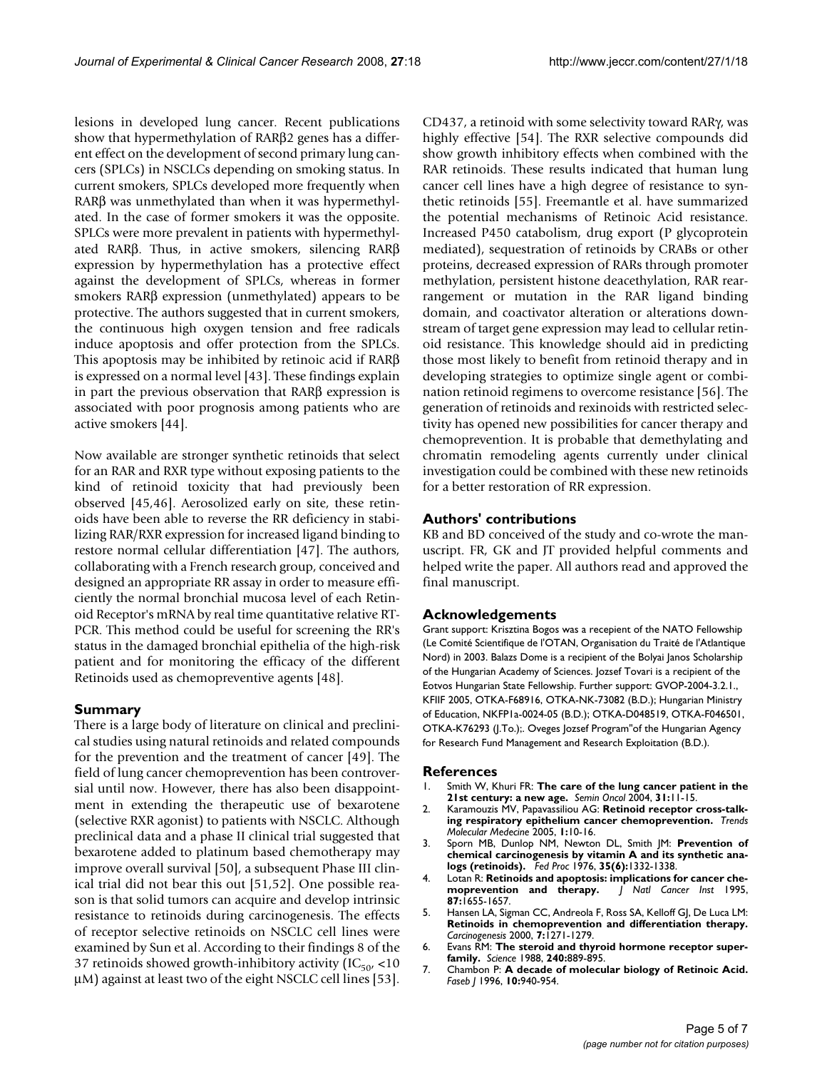lesions in developed lung cancer. Recent publications show that hypermethylation of RARβ2 genes has a different effect on the development of second primary lung cancers (SPLCs) in NSCLCs depending on smoking status. In current smokers, SPLCs developed more frequently when RARβ was unmethylated than when it was hypermethylated. In the case of former smokers it was the opposite. SPLCs were more prevalent in patients with hypermethylated RARβ. Thus, in active smokers, silencing RARβ expression by hypermethylation has a protective effect against the development of SPLCs, whereas in former smokers RARβ expression (unmethylated) appears to be protective. The authors suggested that in current smokers, the continuous high oxygen tension and free radicals induce apoptosis and offer protection from the SPLCs. This apoptosis may be inhibited by retinoic acid if RARβ is expressed on a normal level [43]. These findings explain in part the previous observation that RARβ expression is associated with poor prognosis among patients who are active smokers [44].

Now available are stronger synthetic retinoids that select for an RAR and RXR type without exposing patients to the kind of retinoid toxicity that had previously been observed [45,46]. Aerosolized early on site, these retinoids have been able to reverse the RR deficiency in stabilizing RAR/RXR expression for increased ligand binding to restore normal cellular differentiation [47]. The authors, collaborating with a French research group, conceived and designed an appropriate RR assay in order to measure efficiently the normal bronchial mucosa level of each Retinoid Receptor's mRNA by real time quantitative relative RT-PCR. This method could be useful for screening the RR's status in the damaged bronchial epithelia of the high-risk patient and for monitoring the efficacy of the different Retinoids used as chemopreventive agents [48].

## Summary

There is a large body of literature on clinical and preclinical studies using natural retinoids and related compounds for the prevention and the treatment of cancer [49]. The field of lung cancer chemoprevention has been controversial until now. However, there has also been disappointment in extending the therapeutic use of bexarotene (selective RXR agonist) to patients with NSCLC. Although preclinical data and a phase II clinical trial suggested that bexarotene added to platinum based chemotherapy may improve overall survival [50], a subsequent Phase III clinical trial did not bear this out [51,52]. One possible reason is that solid tumors can acquire and develop intrinsic resistance to retinoids during carcinogenesis. The effects of receptor selective retinoids on NSCLC cell lines were examined by Sun et al. According to their findings 8 of the 37 retinoids showed growth-inhibitory activity ($IC_{50}$, <10 μM) against at least two of the eight NSCLC cell lines [53]. CD437, a retinoid with some selectivity toward RARγ, was highly effective [54]. The RXR selective compounds did show growth inhibitory effects when combined with the RAR retinoids. These results indicated that human lung cancer cell lines have a high degree of resistance to synthetic retinoids [55]. Freemantle et al. have summarized the potential mechanisms of Retinoic Acid resistance. Increased P450 catabolism, drug export (P glycoprotein mediated), sequestration of retinoids by CRABs or other proteins, decreased expression of RARs through promoter methylation, persistent histone deacethylation, RAR rearrangement or mutation in the RAR ligand binding domain, and coactivator alteration or alterations downstream of target gene expression may lead to cellular retinoid resistance. This knowledge should aid in predicting those most likely to benefit from retinoid therapy and in developing strategies to optimize single agent or combination retinoid regimens to overcome resistance [56]. The generation of retinoids and rexinoids with restricted selectivity has opened new possibilities for cancer therapy and chemoprevention. It is probable that demethylating and chromatin remodeling agents currently under clinical investigation could be combined with these new retinoids for a better restoration of RR expression.

## Authors' contributions

KB and BD conceived of the study and co-wrote the manuscript. FR, GK and JT provided helpful comments and helped write the paper. All authors read and approved the final manuscript.

## Acknowledgements

Grant support: Krisztina Bogos was a recepient of the NATO Fellowship (Le Comité Scientifique de l'OTAN, Organisation du Traité de l'Atlantique Nord) in 2003. Balazs Dome is a recipient of the Bolyai Janos Scholarship of the Hungarian Academy of Sciences. Jozsef Tovari is a recipient of the Eotvos Hungarian State Fellowship. Further support: GVOP-2004-3.2.1., KFIIF 2005, OTKA-F68916, OTKA-NK-73082 (B.D.); Hungarian Ministry of Education, NKFP1a-0024-05 (B.D.); OTKA-D048519, OTKA-F046501, OTKA-K76293 (J.To.);. Oveges Jozsef Program"of the Hungarian Agency for Research Fund Management and Research Exploitation (B.D.).

## References

1. Smith W, Khuri FR: **The care of the lung cancer patient in the 21st century: a new age.** *Semin Oncol* 2004, **31:**11-15.
2. Karamouzis MV, Papavassiliou AG: **Retinoid receptor cross-talking respiratory epithelium cancer chemoprevention.** *Trends Molecular Medecine* 2005, **1:**10-16.
3. Sporn MB, Dunlop NM, Newton DL, Smith JM: **Prevention of chemical carcinogenesis by vitamin A and its synthetic analogs (retinoids).** *Fed Proc* 1976, **35(6):**1332-1338.
4. Lotan R: **Retinoids and apoptosis: implications for cancer chemoprevention and therapy.** *J Natl Cancer Inst* 1995, **87:**1655-1657.
5. Hansen LA, Sigman CC, Andreola F, Ross SA, Kelloff GJ, De Luca LM: **Retinoids in chemoprevention and differentiation therapy.** *Carcinogenesis* 2000, **7:**1271-1279.
6. Evans RM: **The steroid and thyroid hormone receptor superfamily.** *Science* 1988, **240:**889-895.
7. Chambon P: **A decade of molecular biology of Retinoic Acid.** *Faseb J* 1996, **10:**940-954.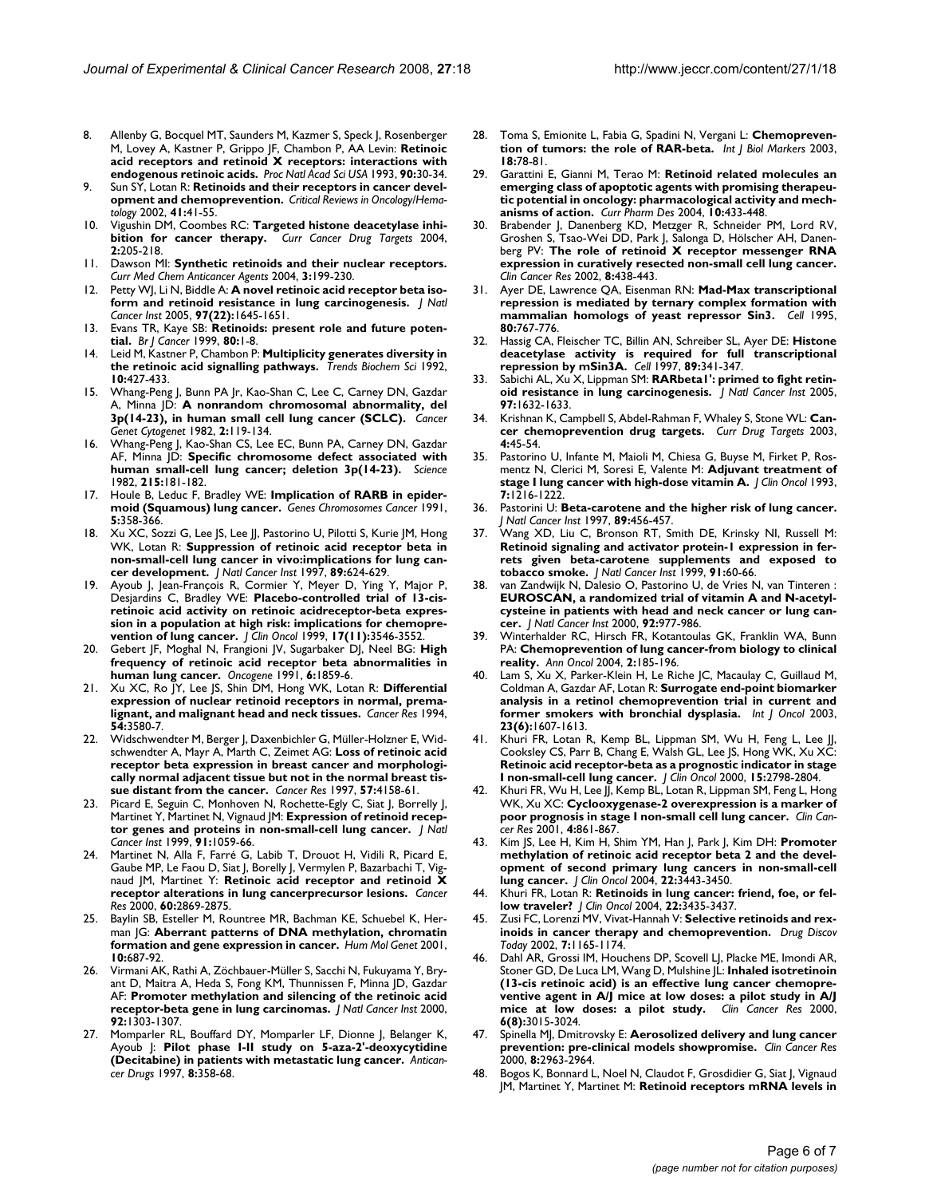8. Allenby G, Bocquel MT, Saunders M, Kazmer S, Speck J, Rosenberger M, Lovey A, Kastner P, Grippo JF, Chambon P, AA Levin: **Retinoic acid receptors and retinoid X receptors: interactions with endogenous retinoic acids.** *Proc Natl Acad Sci USA* 1993, **90:**30-34.
9. Sun SY, Lotan R: **Retinoids and their receptors in cancer development and chemoprevention.** *Critical Reviews in Oncology/Hematology* 2002, **41:**41-55.
10. Vigushin DM, Coombes RC: **Targeted histone deacetylase inhibition for cancer therapy.** *Curr Cancer Drug Targets* 2004, **2:**205-218.
11. Dawson MI: **Synthetic retinoids and their nuclear receptors.** *Curr Med Chem Anticancer Agents* 2004, **3:**199-230.
12. Petty WJ, Li N, Biddle A: **A novel retinoic acid receptor beta isoform and retinoid resistance in lung carcinogenesis.** *J Natl Cancer Inst* 2005, **97(22):**1645-1651.
13. Evans TR, Kaye SB: **Retinoids: present role and future potential.** *Br J Cancer* 1999, **80:**1-8.
14. Leid M, Kastner P, Chambon P: **Multiplicity generates diversity in the retinoic acid signalling pathways.** *Trends Biochem Sci* 1992, **10:**427-433.
15. Whang-Peng J, Bunn PA Jr, Kao-Shan C, Lee C, Carney DN, Gazdar A, Minna JD: **A nonrandom chromosomal abnormality, del 3p(14-23), in human small cell lung cancer (SCLC).** *Cancer Genet Cytogenet* 1982, **2:**119-134.
16. Whang-Peng J, Kao-Shan CS, Lee EC, Bunn PA, Carney DN, Gazdar AF, Minna JD: **Specific chromosome defect associated with human small-cell lung cancer; deletion 3p(14-23).** *Science* 1982, **215:**181-182.
17. Houle B, Leduc F, Bradley WE: **Implication of RARB in epidermoid (Squamous) lung cancer.** *Genes Chromosomes Cancer* 1991, **5:**358-366.
18. Xu XC, Sozzi G, Lee JS, Lee JJ, Pastorino U, Pilotti S, Kurie JM, Hong WK, Lotan R: **Suppression of retinoic acid receptor beta in non-small-cell lung cancer in vivo:implications for lung cancer development.** *J Natl Cancer Inst* 1997, **89:**624-629.
19. Ayoub J, Jean-François R, Cormier Y, Meyer D, Ying Y, Major P, Desjardins C, Bradley WE: **Placebo-controlled trial of 13-cis-retinoic acid activity on retinoic acidreceptor-beta expression in a population at high risk: implications for chemoprevention of lung cancer.** *J Clin Oncol* 1999, **17(11):**3546-3552.
20. Gebert JF, Moghal N, Frangioni JV, Sugarbaker DJ, Neel BG: **High frequency of retinoic acid receptor beta abnormalities in human lung cancer.** *Oncogene* 1991, **6:**1859-6.
21. Xu XC, Ro JY, Lee JS, Shin DM, Hong WK, Lotan R: **Differential expression of nuclear retinoid receptors in normal, premalignant, and malignant head and neck tissues.** *Cancer Res* 1994, **54:**3580-7.
22. Widschwendter M, Berger J, Daxenbichler G, Müller-Holzner E, Widschwendter A, Mayr A, Marth C, Zeimet AG: **Loss of retinoic acid receptor beta expression in breast cancer and morphologically normal adjacent tissue but not in the normal breast tissue distant from the cancer.** *Cancer Res* 1997, **57:**4158-61.
23. Picard E, Seguin C, Monhoven N, Rochette-Egly C, Siat J, Borrelly J, Martinet Y, Martinet N, Vignaud JM: **Expression of retinoid receptor genes and proteins in non-small-cell lung cancer.** *J Natl Cancer Inst* 1999, **91:**1059-66.
24. Martinet N, Alla F, Farré G, Labib T, Drouot H, Vidili R, Picard E, Gaube MP, Le Faou D, Siat J, Borelly J, Vermylen P, Bazarbachi T, Vignaud JM, Martinet Y: **Retinoic acid receptor and retinoid X receptor alterations in lung cancerprecursor lesions.** *Cancer Res* 2000, **60:**2869-2875.
25. Baylin SB, Esteller M, Rountree MR, Bachman KE, Schuebel K, Herman JG: **Aberrant patterns of DNA methylation, chromatin formation and gene expression in cancer.** *Hum Mol Genet* 2001, **10:**687-92.
26. Virmani AK, Rathi A, Zöchbauer-Müller S, Sacchi N, Fukuyama Y, Bryant D, Maitra A, Heda S, Fong KM, Thunnissen F, Minna JD, Gazdar AF: **Promoter methylation and silencing of the retinoic acid receptor-beta gene in lung carcinomas.** *J Natl Cancer Inst* 2000, **92:**1303-1307.
27. Momparler RL, Bouffard DY, Momparler LF, Dionne J, Belanger K, Ayoub J: **Pilot phase I-II study on 5-aza-2'-deoxycytidine (Decitabine) in patients with metastatic lung cancer.** *Anticancer Drugs* 1997, **8:**358-68.
28. Toma S, Emionite L, Fabia G, Spadini N, Vergani L: **Chemoprevention of tumors: the role of RAR-beta.** *Int J Biol Markers* 2003, **18:**78-81.
29. Garattini E, Gianni M, Terao M: **Retinoid related molecules an emerging class of apoptotic agents with promising therapeutic potential in oncology: pharmacological activity and mechanisms of action.** *Curr Pharm Des* 2004, **10:**433-448.
30. Brabender J, Danenberg KD, Metzger R, Schneider PM, Lord RV, Groshen S, Tsao-Wei DD, Park J, Salonga D, Hölscher AH, Danenberg PV: **The role of retinoid X receptor messenger RNA expression in curatively resected non-small cell lung cancer.** *Clin Cancer Res* 2002, **8:**438-443.
31. Ayer DE, Lawrence QA, Eisenman RN: **Mad-Max transcriptional repression is mediated by ternary complex formation with mammalian homologs of yeast repressor Sin3.** *Cell* 1995, **80:**767-776.
32. Hassig CA, Fleischer TC, Billin AN, Schreiber SL, Ayer DE: **Histone deacetylase activity is required for full transcriptional repression by mSin3A.** *Cell* 1997, **89:**341-347.
33. Sabichi AL, Xu X, Lippman SM: **RARbeta1': primed to fight retinoid resistance in lung carcinogenesis.** *J Natl Cancer Inst* 2005, **97:**1632-1633.
34. Krishnan K, Campbell S, Abdel-Rahman F, Whaley S, Stone WL: **Cancer chemoprevention drug targets.** *Curr Drug Targets* 2003, **4:**45-54.
35. Pastorino U, Infante M, Maioli M, Chiesa G, Buyse M, Firket P, Rosmentz N, Clerici M, Soresi E, Valente M: **Adjuvant treatment of stage I lung cancer with high-dose vitamin A.** *J Clin Oncol* 1993, **7:**1216-1222.
36. Pastorini U: **Beta-carotene and the higher risk of lung cancer.** *J Natl Cancer Inst* 1997, **89:**456-457.
37. Wang XD, Liu C, Bronson RT, Smith DE, Krinsky NI, Russell M: **Retinoid signaling and activator protein-1 expression in ferrets given beta-carotene supplements and exposed to tobacco smoke.** *J Natl Cancer Inst* 1999, **91:**60-66.
38. van Zandwijk N, Dalesio O, Pastorino U, de Vries N, van Tinteren : **EUROSCAN, a randomized trial of vitamin A and N-acetylcysteine in patients with head and neck cancer or lung cancer.** *J Natl Cancer Inst* 2000, **92:**977-986.
39. Winterhalder RC, Hirsch FR, Kotantoulas GK, Franklin WA, Bunn PA: **Chemoprevention of lung cancer-from biology to clinical reality.** *Ann Oncol* 2004, **2:**185-196.
40. Lam S, Xu X, Parker-Klein H, Le Riche JC, Macaulay C, Guillaud M, Coldman A, Gazdar AF, Lotan R: **Surrogate end-point biomarker analysis in a retinol chemoprevention trial in current and former smokers with bronchial dysplasia.** *Int J Oncol* 2003, **23(6):**1607-1613.
41. Khuri FR, Lotan R, Kemp BL, Lippman SM, Wu H, Feng L, Lee JJ, Cooksley CS, Parr B, Chang E, Walsh GL, Lee JS, Hong WK, Xu XC: **Retinoic acid receptor-beta as a prognostic indicator in stage I non-small-cell lung cancer.** *J Clin Oncol* 2000, **15:**2798-2804.
42. Khuri FR, Wu H, Lee JJ, Kemp BL, Lotan R, Lippman SM, Feng L, Hong WK, Xu XC: **Cyclooxygenase-2 overexpression is a marker of poor prognosis in stage I non-small cell lung cancer.** *Clin Cancer Res* 2001, **4:**861-867.
43. Kim JS, Lee H, Kim H, Shim YM, Han J, Park J, Kim DH: **Promoter methylation of retinoic acid receptor beta 2 and the development of second primary lung cancers in non-small-cell lung cancer.** *J Clin Oncol* 2004, **22:**3443-3450.
44. Khuri FR, Lotan R: **Retinoids in lung cancer: friend, foe, or fellow traveler?** *J Clin Oncol* 2004, **22:**3435-3437.
45. Zusi FC, Lorenzi MV, Vivat-Hannah V: **Selective retinoids and rexinoids in cancer therapy and chemoprevention.** *Drug Discov Today* 2002, **7:**1165-1174.
46. Dahl AR, Grossi IM, Houchens DP, Scovell LJ, Placke ME, Imondi AR, Stoner GD, De Luca LM, Wang D, Mulshine JL: **Inhaled isotretinoin (13-cis retinoic acid) is an effective lung cancer chemopreventive agent in A/J mice at low doses: a pilot study in A/J mice at low doses: a pilot study.** *Clin Cancer Res* 2000, **6(8):**3015-3024.
47. Spinella MJ, Dmitrovsky E: **Aerosolized delivery and lung cancer prevention: pre-clinical models showpromise.** *Clin Cancer Res* 2000, **8:**2963-2964.
48. Bogos K, Bonnard L, Noel N, Claudot F, Grosdidier G, Siat J, Vignaud JM, Martinet Y, Martinet M: **Retinoid receptors mRNA levels in**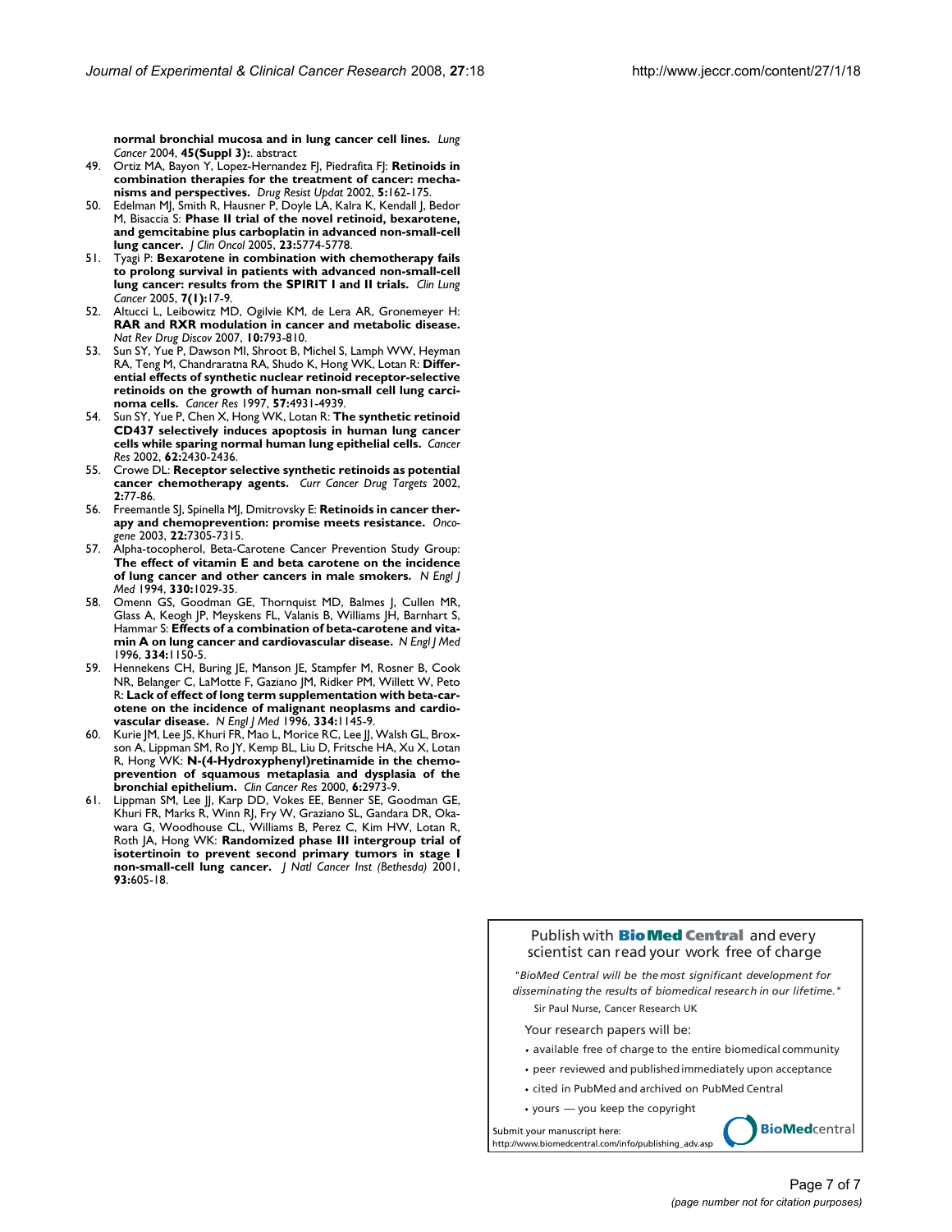normal bronchial mucosa and in lung cancer cell lines. *Lung Cancer* 2004, **45(Suppl 3)**:. abstract

49. Ortiz MA, Bayon Y, Lopez-Hernandez FJ, Piedrafita FJ: **Retinoids in combination therapies for the treatment of cancer: mechanisms and perspectives.** *Drug Resist Updat* 2002, **5**:162-175.
50. Edelman MJ, Smith R, Hausner P, Doyle LA, Kalra K, Kendall J, Bedor M, Bisaccia S: **Phase II trial of the novel retinoid, bexarotene, and gemcitabine plus carboplatin in advanced non-small-cell lung cancer.** *J Clin Oncol* 2005, **23**:5774-5778.
51. Tyagi P: **Bexarotene in combination with chemotherapy fails to prolong survival in patients with advanced non-small-cell lung cancer: results from the SPIRIT I and II trials.** *Clin Lung Cancer* 2005, **7(1)**:17-9.
52. Altucci L, Leibowitz MD, Ogilvie KM, de Lera AR, Gronemeyer H: **RAR and RXR modulation in cancer and metabolic disease.** *Nat Rev Drug Discov* 2007, **10**:793-810.
53. Sun SY, Yue P, Dawson MI, Shroot B, Michel S, Lamph WW, Heyman RA, Teng M, Chandraratna RA, Shudo K, Hong WK, Lotan R: **Differential effects of synthetic nuclear retinoid receptor-selective retinoids on the growth of human non-small cell lung carcinoma cells.** *Cancer Res* 1997, **57**:4931-4939.
54. Sun SY, Yue P, Chen X, Hong WK, Lotan R: **The synthetic retinoid CD437 selectively induces apoptosis in human lung cancer cells while sparing normal human lung epithelial cells.** *Cancer Res* 2002, **62**:2430-2436.
55. Crowe DL: **Receptor selective synthetic retinoids as potential cancer chemotherapy agents.** *Curr Cancer Drug Targets* 2002, **2**:77-86.
56. Freemantle SJ, Spinella MJ, Dmitrovsky E: **Retinoids in cancer therapy and chemoprevention: promise meets resistance.** *Oncogene* 2003, **22**:7305-7315.
57. Alpha-tocopherol, Beta-Carotene Cancer Prevention Study Group: **The effect of vitamin E and beta carotene on the incidence of lung cancer and other cancers in male smokers.** *N Engl J Med* 1994, **330**:1029-35.
58. Omenn GS, Goodman GE, Thornquist MD, Balmes J, Cullen MR, Glass A, Keogh JP, Meyskens FL, Valanis B, Williams JH, Barnhart S, Hammar S: **Effects of a combination of beta-carotene and vitamin A on lung cancer and cardiovascular disease.** *N Engl J Med* 1996, **334**:1150-5.
59. Hennekens CH, Buring JE, Manson JE, Stampfer M, Rosner B, Cook NR, Belanger C, LaMotte F, Gaziano JM, Ridker PM, Willett W, Peto R: **Lack of effect of long term supplementation with beta-carotene on the incidence of malignant neoplasms and cardiovascular disease.** *N Engl J Med* 1996, **334**:1145-9.
60. Kurie JM, Lee JS, Khuri FR, Mao L, Morice RC, Lee JJ, Walsh GL, Broxson A, Lippman SM, Ro JY, Kemp BL, Liu D, Fritsche HA, Xu X, Lotan R, Hong WK: **N-(4-Hydroxyphenyl)retinamide in the chemoprevention of squamous metaplasia and dysplasia of the bronchial epithelium.** *Clin Cancer Res* 2000, **6**:2973-9.
61. Lippman SM, Lee JJ, Karp DD, Vokes EE, Benner SE, Goodman GE, Khuri FR, Marks R, Winn RJ, Fry W, Graziano SL, Gandara DR, Okawara G, Woodhouse CL, Williams B, Perez C, Kim HW, Lotan R, Roth JA, Hong WK: **Randomized phase III intergroup trial of isotertinoin to prevent second primary tumors in stage I non-small-cell lung cancer.** *J Natl Cancer Inst (Bethesda)* 2001, **93**:605-18.

Publish with **BioMed Central** and every scientist can read your work free of charge

*"BioMed Central will be the most significant development for disseminating the results of biomedical research in our lifetime."*

Sir Paul Nurse, Cancer Research UK

Your research papers will be:

- available free of charge to the entire biomedical community
- peer reviewed and published immediately upon acceptance
- cited in PubMed and archived on PubMed Central
- yours — you keep the copyright

Submit your manuscript here:
http://www.biomedcentral.com/info/publishing_adv.asp

BioMedcentral